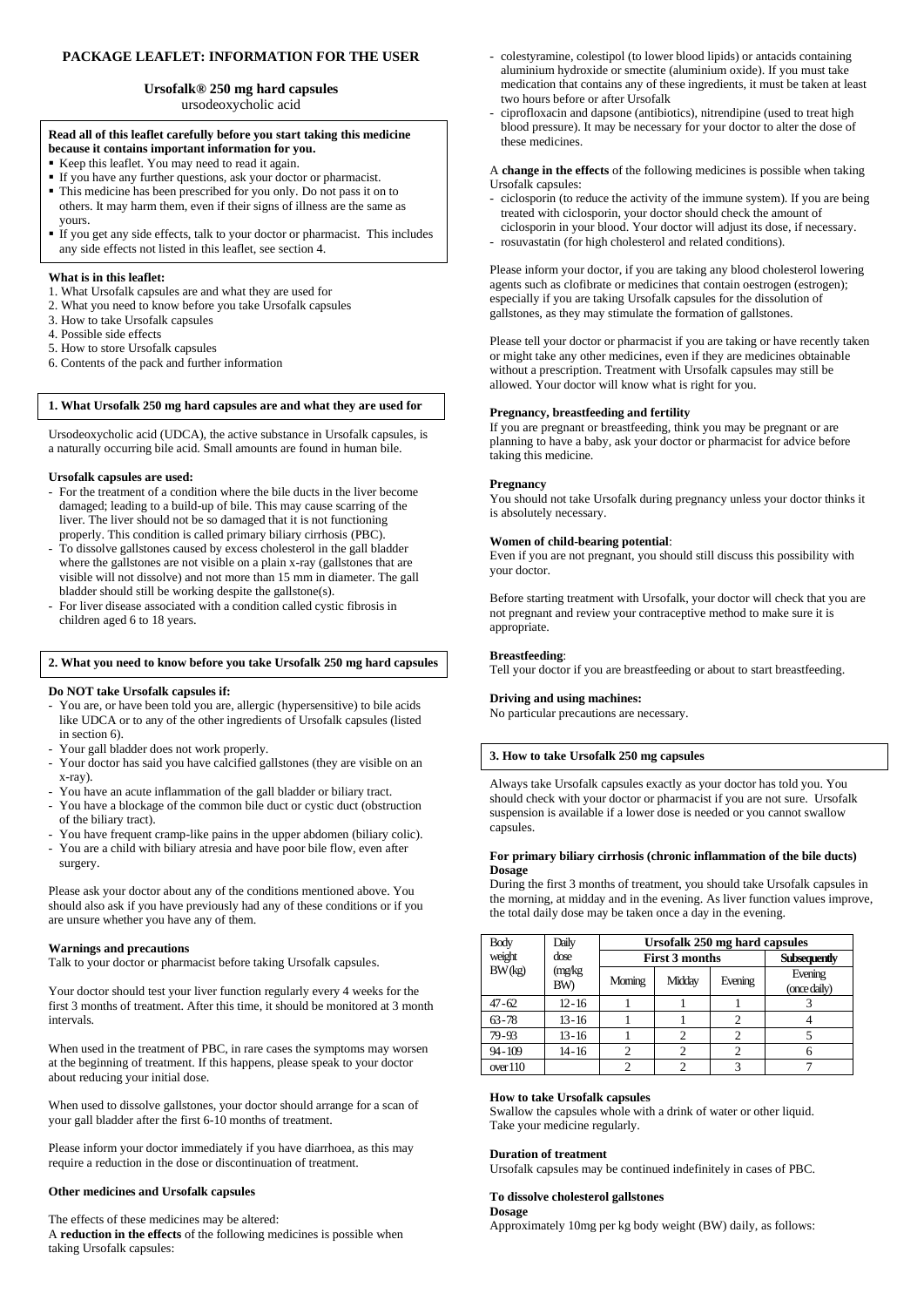# PACKAGE LEAFLET: INFORMATION FOR THE USER

## Ursofalk® 250 mg hard capsules

ursodeoxycholic acid

**Read all of this leaflet carefully before you start taking this medicine because it contains important information for you.**

- Keep this leaflet. You may need to read it again.
- If you have any further questions, ask your doctor or pharmacist.
- This medicine has been prescribed for you only. Do not pass it on to others. It may harm them, even if their signs of illness are the same as yours.
- If you get any side effects, talk to your doctor or pharmacist. This includes any side effects not listed in this leaflet, see section 4.

**What is in this leaflet:**

1. What Ursofalk capsules are and what they are used for
2. What you need to know before you take Ursofalk capsules
3. How to take Ursofalk capsules
4. Possible side effects
5. How to store Ursofalk capsules
6. Contents of the pack and further information

## 1. What Ursofalk 250 mg hard capsules are and what they are used for

Ursodeoxycholic acid (UDCA), the active substance in Ursofalk capsules, is a naturally occurring bile acid. Small amounts are found in human bile.

**Ursofalk capsules are used:**

- For the treatment of a condition where the bile ducts in the liver become damaged; leading to a build-up of bile. This may cause scarring of the liver. The liver should not be so damaged that it is not functioning properly. This condition is called primary biliary cirrhosis (PBC).
- To dissolve gallstones caused by excess cholesterol in the gall bladder where the gallstones are not visible on a plain x-ray (gallstones that are visible will not dissolve) and not more than 15 mm in diameter. The gall bladder should still be working despite the gallstone(s).
- For liver disease associated with a condition called cystic fibrosis in children aged 6 to 18 years.

## 2. What you need to know before you take Ursofalk 250 mg hard capsules

**Do NOT take Ursofalk capsules if:**

- You are, or have been told you are, allergic (hypersensitive) to bile acids like UDCA or to any of the other ingredients of Ursofalk capsules (listed in section 6).
- Your gall bladder does not work properly.
- Your doctor has said you have calcified gallstones (they are visible on an x-ray).
- You have an acute inflammation of the gall bladder or biliary tract.
- You have a blockage of the common bile duct or cystic duct (obstruction of the biliary tract).
- You have frequent cramp-like pains in the upper abdomen (biliary colic).
- You are a child with biliary atresia and have poor bile flow, even after surgery.

Please ask your doctor about any of the conditions mentioned above. You should also ask if you have previously had any of these conditions or if you are unsure whether you have any of them.

**Warnings and precautions**

Talk to your doctor or pharmacist before taking Ursofalk capsules.

Your doctor should test your liver function regularly every 4 weeks for the first 3 months of treatment. After this time, it should be monitored at 3 month intervals.

When used in the treatment of PBC, in rare cases the symptoms may worsen at the beginning of treatment. If this happens, please speak to your doctor about reducing your initial dose.

When used to dissolve gallstones, your doctor should arrange for a scan of your gall bladder after the first 6-10 months of treatment.

Please inform your doctor immediately if you have diarrhoea, as this may require a reduction in the dose or discontinuation of treatment.

**Other medicines and Ursofalk capsules**

The effects of these medicines may be altered:
A **reduction in the effects** of the following medicines is possible when taking Ursofalk capsules:

- colestyramine, colestipol (to lower blood lipids) or antacids containing aluminium hydroxide or smectite (aluminium oxide). If you must take medication that contains any of these ingredients, it must be taken at least two hours before or after Ursofalk
- ciprofloxacin and dapsone (antibiotics), nitrendipine (used to treat high blood pressure). It may be necessary for your doctor to alter the dose of these medicines.

A **change in the effects** of the following medicines is possible when taking Ursofalk capsules:

- ciclosporin (to reduce the activity of the immune system). If you are being treated with ciclosporin, your doctor should check the amount of ciclosporin in your blood. Your doctor will adjust its dose, if necessary.
- rosuvastatin (for high cholesterol and related conditions).

Please inform your doctor, if you are taking any blood cholesterol lowering agents such as clofibrate or medicines that contain oestrogen (estrogen); especially if you are taking Ursofalk capsules for the dissolution of gallstones, as they may stimulate the formation of gallstones.

Please tell your doctor or pharmacist if you are taking or have recently taken or might take any other medicines, even if they are medicines obtainable without a prescription. Treatment with Ursofalk capsules may still be allowed. Your doctor will know what is right for you.

**Pregnancy, breastfeeding and fertility**

If you are pregnant or breastfeeding, think you may be pregnant or are planning to have a baby, ask your doctor or pharmacist for advice before taking this medicine.

**Pregnancy**

You should not take Ursofalk during pregnancy unless your doctor thinks it is absolutely necessary.

**Women of child-bearing potential**:

Even if you are not pregnant, you should still discuss this possibility with your doctor.

Before starting treatment with Ursofalk, your doctor will check that you are not pregnant and review your contraceptive method to make sure it is appropriate.

**Breastfeeding**:

Tell your doctor if you are breastfeeding or about to start breastfeeding.

**Driving and using machines:**

No particular precautions are necessary.

## 3. How to take Ursofalk 250 mg capsules

Always take Ursofalk capsules exactly as your doctor has told you. You should check with your doctor or pharmacist if you are not sure. Ursofalk suspension is available if a lower dose is needed or you cannot swallow capsules.

**For primary biliary cirrhosis (chronic inflammation of the bile ducts)**
**Dosage**

During the first 3 months of treatment, you should take Ursofalk capsules in the morning, at midday and in the evening. As liver function values improve, the total daily dose may be taken once a day in the evening.

| Body weight BW(kg) | Daily dose (mg/kg BW) | Ursofalk 250 mg hard capsules | | | |
|---|---|---|---|---|---|
| | | First 3 months | | | Subsequently |
| | | Morning | Midday | Evening | Evening (once daily) |
| 47-62 | 12-16 | 1 | 1 | 1 | 3 |
| 63-78 | 13-16 | 1 | 1 | 2 | 4 |
| 79-93 | 13-16 | 1 | 2 | 2 | 5 |
| 94-109 | 14-16 | 2 | 2 | 2 | 6 |
| over 110 | | 2 | 2 | 3 | 7 |

**How to take Ursofalk capsules**

Swallow the capsules whole with a drink of water or other liquid.
Take your medicine regularly.

**Duration of treatment**

Ursofalk capsules may be continued indefinitely in cases of PBC.

**To dissolve cholesterol gallstones**
**Dosage**

Approximately 10mg per kg body weight (BW) daily, as follows: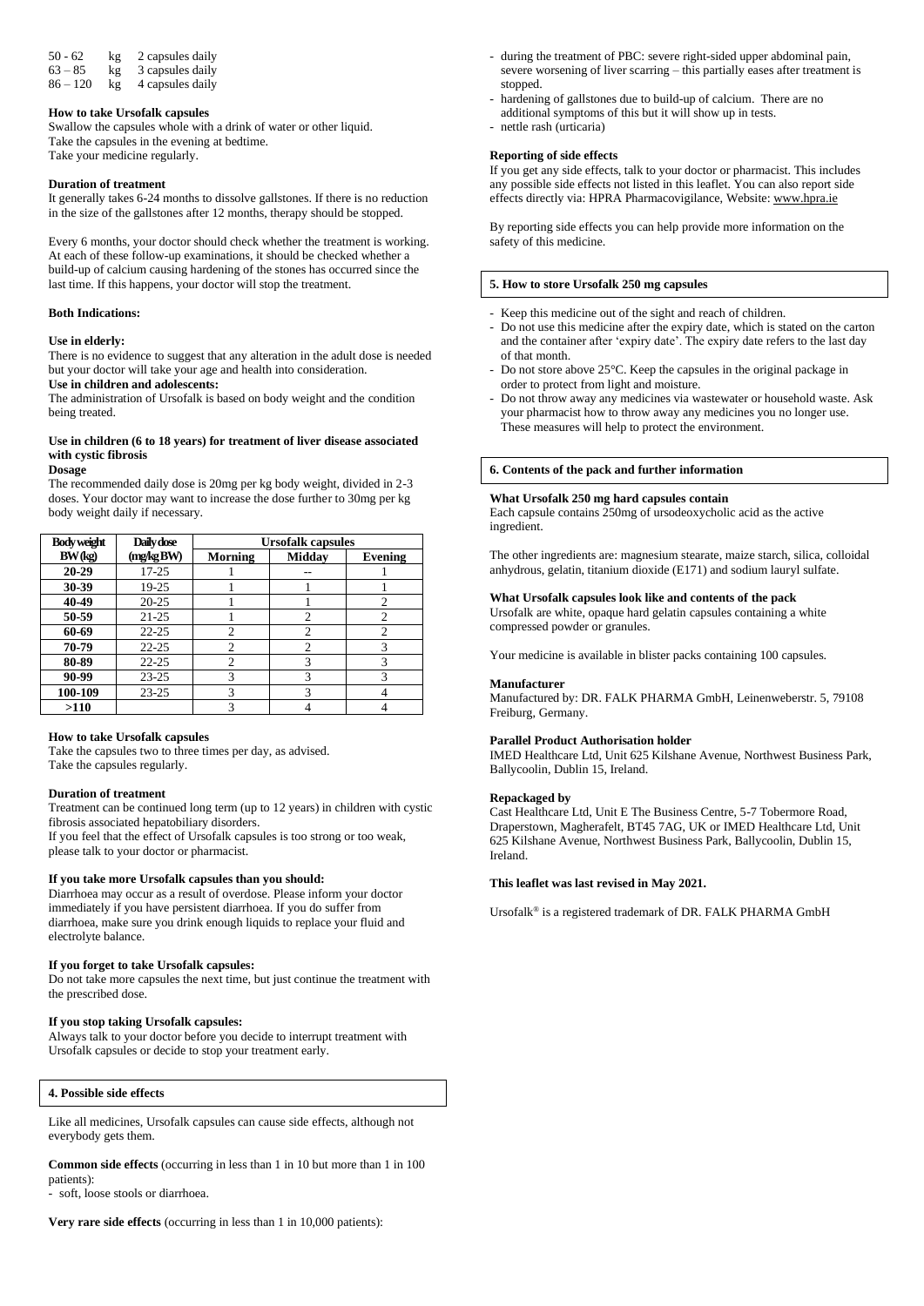| | | |
|---|---|---|
| 50 - 62 | kg | 2 capsules daily |
| 63 – 85 | kg | 3 capsules daily |
| 86 – 120 | kg | 4 capsules daily |

**How to take Ursofalk capsules**

Swallow the capsules whole with a drink of water or other liquid.
Take the capsules in the evening at bedtime.
Take your medicine regularly.

**Duration of treatment**

It generally takes 6-24 months to dissolve gallstones. If there is no reduction in the size of the gallstones after 12 months, therapy should be stopped.

Every 6 months, your doctor should check whether the treatment is working. At each of these follow-up examinations, it should be checked whether a build-up of calcium causing hardening of the stones has occurred since the last time. If this happens, your doctor will stop the treatment.

**Both Indications:**

**Use in elderly:**

There is no evidence to suggest that any alteration in the adult dose is needed but your doctor will take your age and health into consideration.

**Use in children and adolescents:**

The administration of Ursofalk is based on body weight and the condition being treated.

**Use in children (6 to 18 years) for treatment of liver disease associated with cystic fibrosis**

**Dosage**

The recommended daily dose is 20mg per kg body weight, divided in 2-3 doses. Your doctor may want to increase the dose further to 30mg per kg body weight daily if necessary.

| Body weight BW (kg) | Daily dose (mg/kg BW) | Ursofalk capsules | | |
|---|---|---|---|---|
| | | Morning | Midday | Evening |
| 20-29 | 17-25 | 1 | -- | 1 |
| 30-39 | 19-25 | 1 | 1 | 1 |
| 40-49 | 20-25 | 1 | 1 | 2 |
| 50-59 | 21-25 | 1 | 2 | 2 |
| 60-69 | 22-25 | 2 | 2 | 2 |
| 70-79 | 22-25 | 2 | 2 | 3 |
| 80-89 | 22-25 | 2 | 3 | 3 |
| 90-99 | 23-25 | 3 | 3 | 3 |
| 100-109 | 23-25 | 3 | 3 | 4 |
| >110 | | 3 | 4 | 4 |

**How to take Ursofalk capsules**

Take the capsules two to three times per day, as advised.
Take the capsules regularly.

**Duration of treatment**

Treatment can be continued long term (up to 12 years) in children with cystic fibrosis associated hepatobiliary disorders.
If you feel that the effect of Ursofalk capsules is too strong or too weak, please talk to your doctor or pharmacist.

**If you take more Ursofalk capsules than you should:**

Diarrhoea may occur as a result of overdose. Please inform your doctor immediately if you have persistent diarrhoea. If you do suffer from diarrhoea, make sure you drink enough liquids to replace your fluid and electrolyte balance.

**If you forget to take Ursofalk capsules:**

Do not take more capsules the next time, but just continue the treatment with the prescribed dose.

**If you stop taking Ursofalk capsules:**

Always talk to your doctor before you decide to interrupt treatment with Ursofalk capsules or decide to stop your treatment early.

## 4. Possible side effects

Like all medicines, Ursofalk capsules can cause side effects, although not everybody gets them.

**Common side effects** (occurring in less than 1 in 10 but more than 1 in 100 patients):

- soft, loose stools or diarrhoea.

**Very rare side effects** (occurring in less than 1 in 10,000 patients):

- during the treatment of PBC: severe right-sided upper abdominal pain, severe worsening of liver scarring – this partially eases after treatment is stopped.
- hardening of gallstones due to build-up of calcium. There are no additional symptoms of this but it will show up in tests.
- nettle rash (urticaria)

**Reporting of side effects**

If you get any side effects, talk to your doctor or pharmacist. This includes any possible side effects not listed in this leaflet. You can also report side effects directly via: HPRA Pharmacovigilance, Website: www.hpra.ie

By reporting side effects you can help provide more information on the safety of this medicine.

## 5. How to store Ursofalk 250 mg capsules

- Keep this medicine out of the sight and reach of children.
- Do not use this medicine after the expiry date, which is stated on the carton and the container after 'expiry date'. The expiry date refers to the last day of that month.
- Do not store above 25°C. Keep the capsules in the original package in order to protect from light and moisture.
- Do not throw away any medicines via wastewater or household waste. Ask your pharmacist how to throw away any medicines you no longer use. These measures will help to protect the environment.

## 6. Contents of the pack and further information

**What Ursofalk 250 mg hard capsules contain**

Each capsule contains 250mg of ursodeoxycholic acid as the active ingredient.

The other ingredients are: magnesium stearate, maize starch, silica, colloidal anhydrous, gelatin, titanium dioxide (E171) and sodium lauryl sulfate.

**What Ursofalk capsules look like and contents of the pack**

Ursofalk are white, opaque hard gelatin capsules containing a white compressed powder or granules.

Your medicine is available in blister packs containing 100 capsules.

**Manufacturer**

Manufactured by: DR. FALK PHARMA GmbH, Leinenweberstr. 5, 79108 Freiburg, Germany.

**Parallel Product Authorisation holder**

IMED Healthcare Ltd, Unit 625 Kilshane Avenue, Northwest Business Park, Ballycoolin, Dublin 15, Ireland.

**Repackaged by**

Cast Healthcare Ltd, Unit E The Business Centre, 5-7 Tobermore Road, Draperstown, Magherafelt, BT45 7AG, UK or IMED Healthcare Ltd, Unit 625 Kilshane Avenue, Northwest Business Park, Ballycoolin, Dublin 15, Ireland.

**This leaflet was last revised in May 2021.**

Ursofalk® is a registered trademark of DR. FALK PHARMA GmbH